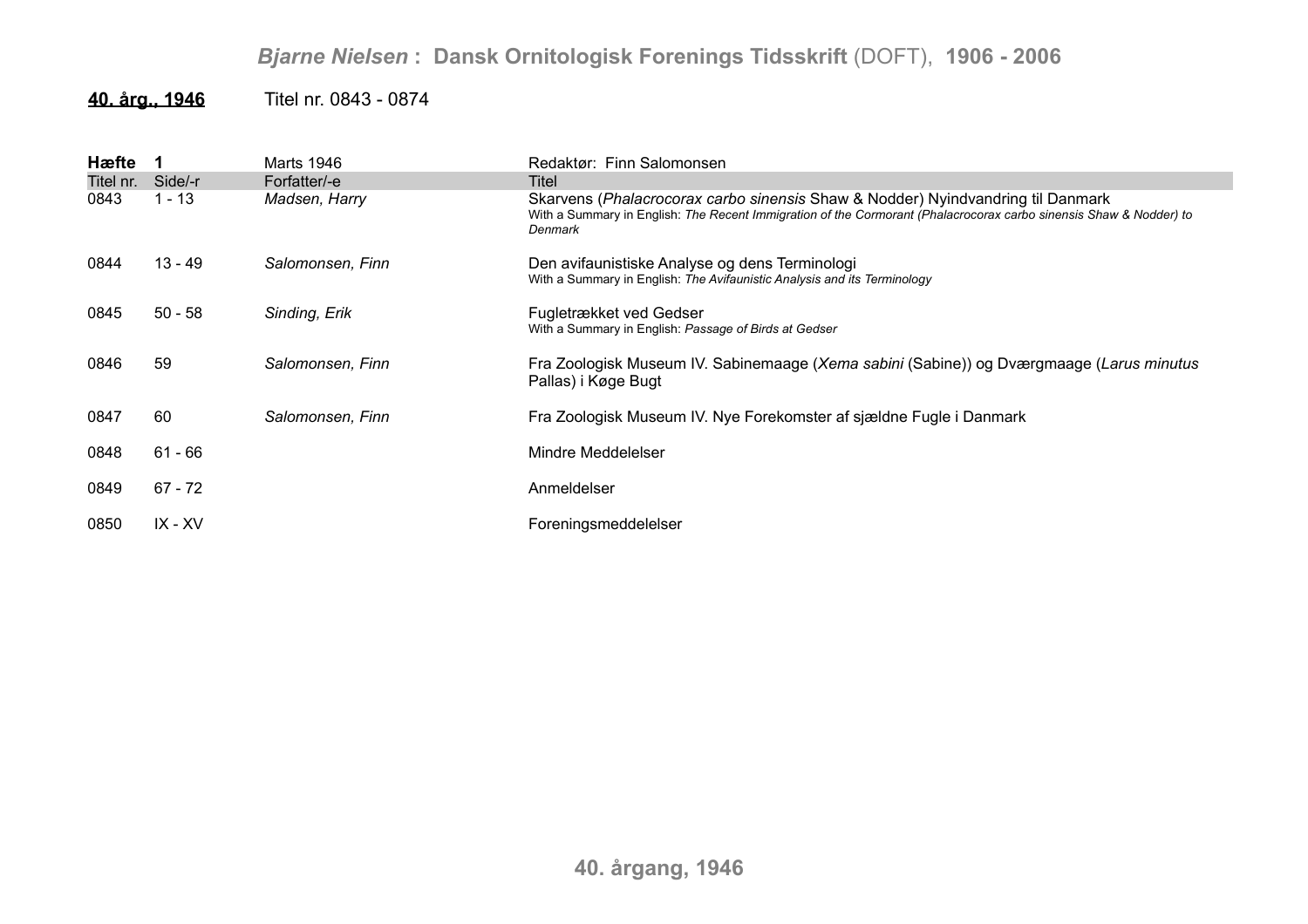**40. årg., 1946** Titel nr. 0843 - 0874

| **Hæfte 1** | | Marts 1946 | Redaktør: Finn Salomonsen |
|---|---|---|---|
| Titel nr. | Side/-r | Forfatter/-e | Titel |
| 0843 | 1 - 13 | *Madsen, Harry* | Skarvens (*Phalacrocorax carbo sinensis* Shaw & Nodder) Nyindvandring til Danmark<br>With a Summary in English: *The Recent Immigration of the Cormorant (Phalacrocorax carbo sinensis Shaw & Nodder) to Denmark* |
| 0844 | 13 - 49 | *Salomonsen, Finn* | Den avifaunistiske Analyse og dens Terminologi<br>With a Summary in English: *The Avifaunistic Analysis and its Terminology* |
| 0845 | 50 - 58 | *Sinding, Erik* | Fugletrækket ved Gedser<br>With a Summary in English: *Passage of Birds at Gedser* |
| 0846 | 59 | *Salomonsen, Finn* | Fra Zoologisk Museum IV. Sabinemaage (*Xema sabini* (Sabine)) og Dværgmaage (*Larus minutus* Pallas) i Køge Bugt |
| 0847 | 60 | *Salomonsen, Finn* | Fra Zoologisk Museum IV. Nye Forekomster af sjældne Fugle i Danmark |
| 0848 | 61 - 66 | | Mindre Meddelelser |
| 0849 | 67 - 72 | | Anmeldelser |
| 0850 | IX - XV | | Foreningsmeddelelser |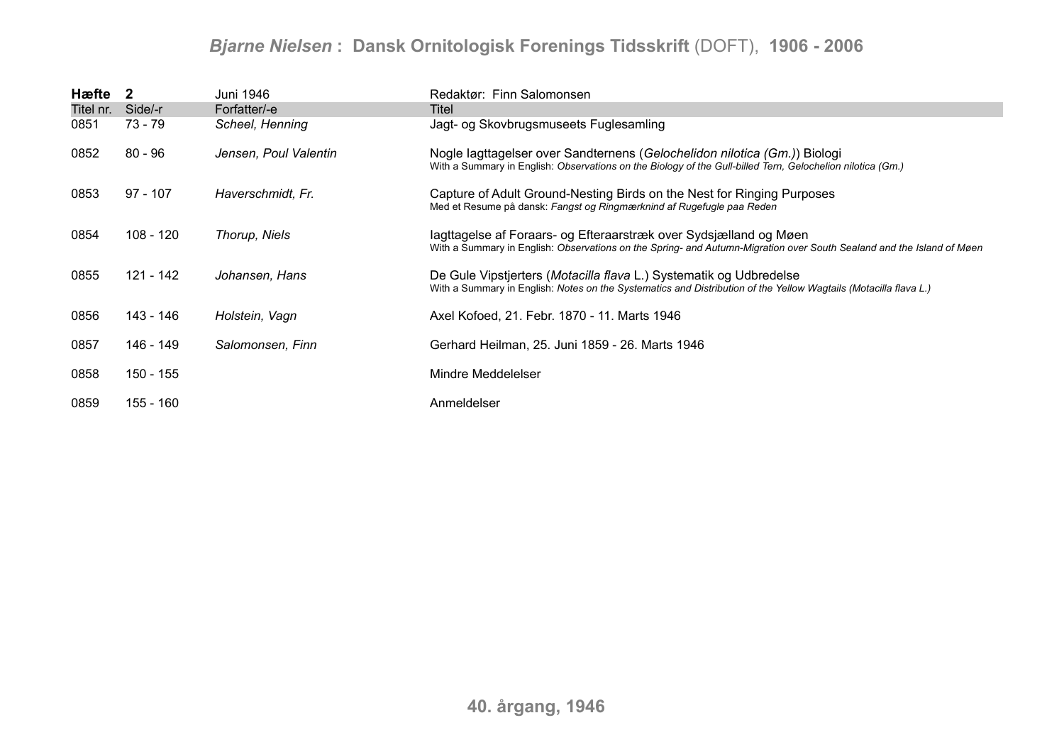**Hæfte 2** | Juni 1946 | Redaktør: Finn Salomonsen

| Titel nr. | Side/-r | Forfatter/-e | Titel |
|---|---|---|---|
| 0851 | 73 - 79 | *Scheel, Henning* | Jagt- og Skovbrugsmuseets Fuglesamling |
| 0852 | 80 - 96 | *Jensen, Poul Valentin* | Nogle Iagttagelser over Sandternens (*Gelochelidon nilotica (Gm.)*) Biologi<br>With a Summary in English: *Observations on the Biology of the Gull-billed Tern, Gelochelion nilotica (Gm.)* |
| 0853 | 97 - 107 | *Haverschmidt, Fr.* | Capture of Adult Ground-Nesting Birds on the Nest for Ringing Purposes<br>Med et Resume på dansk: *Fangst og Ringmærknind af Rugefugle paa Reden* |
| 0854 | 108 - 120 | *Thorup, Niels* | Iagttagelse af Foraars- og Efteraarstræk over Sydsjælland og Møen<br>With a Summary in English: *Observations on the Spring- and Autumn-Migration over South Sealand and the Island of Møen* |
| 0855 | 121 - 142 | *Johansen, Hans* | De Gule Vipstjerters (*Motacilla flava* L.) Systematik og Udbredelse<br>With a Summary in English: *Notes on the Systematics and Distribution of the Yellow Wagtails (Motacilla flava L.)* |
| 0856 | 143 - 146 | *Holstein, Vagn* | Axel Kofoed, 21. Febr. 1870 - 11. Marts 1946 |
| 0857 | 146 - 149 | *Salomonsen, Finn* | Gerhard Heilman, 25. Juni 1859 - 26. Marts 1946 |
| 0858 | 150 - 155 | | Mindre Meddelelser |
| 0859 | 155 - 160 | | Anmeldelser |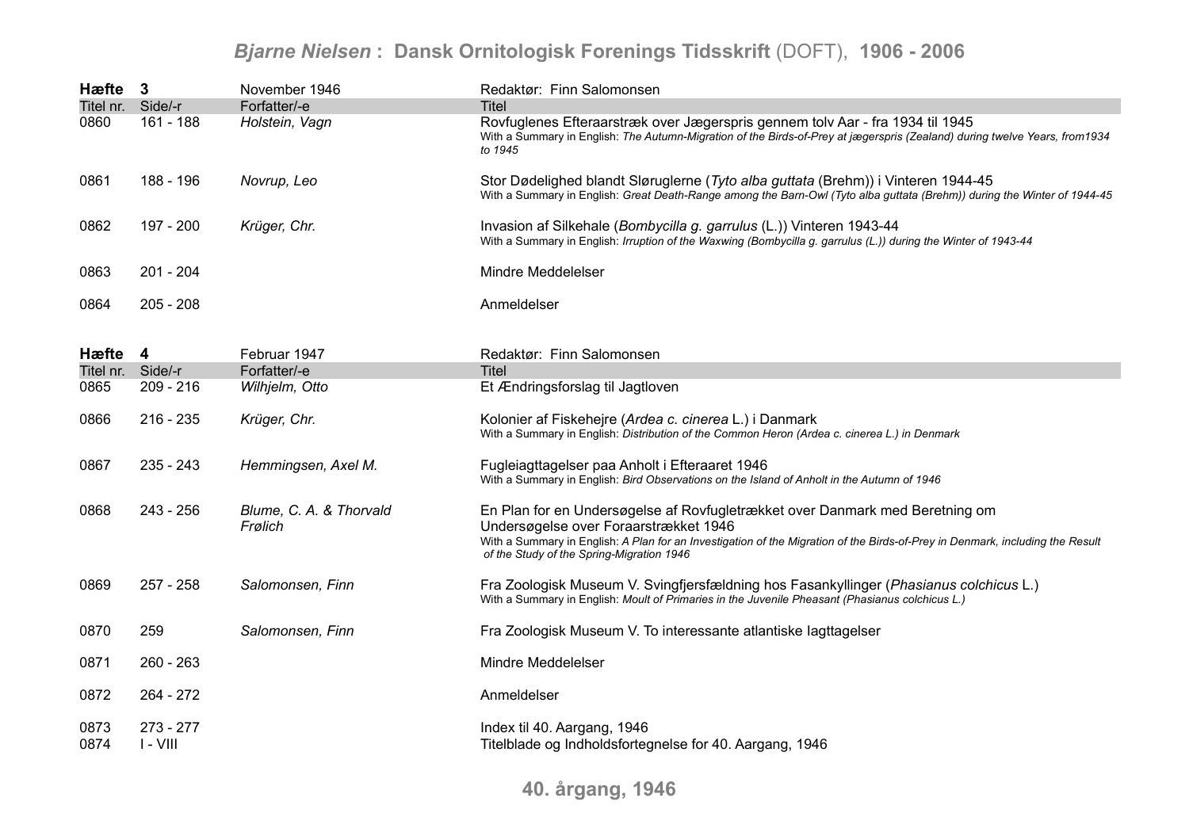## Hæfte 3 — November 1946 — Redaktør: Finn Salomonsen

| Titel nr. | Side/-r | Forfatter/-e | Titel |
|---|---|---|---|
| 0860 | 161 - 188 | *Holstein, Vagn* | Rovfuglenes Efteraarstræk over Jægerspris gennem tolv Aar - fra 1934 til 1945<br>With a Summary in English: *The Autumn-Migration of the Birds-of-Prey at jægerspris (Zealand) during twelve Years, from1934 to 1945* |
| 0861 | 188 - 196 | *Novrup, Leo* | Stor Dødelighed blandt Sløruglerne (*Tyto alba guttata* (Brehm)) i Vinteren 1944-45<br>With a Summary in English: *Great Death-Range among the Barn-Owl (Tyto alba guttata (Brehm)) during the Winter of 1944-45* |
| 0862 | 197 - 200 | *Krüger, Chr.* | Invasion af Silkehale (*Bombycilla g. garrulus* (L.)) Vinteren 1943-44<br>With a Summary in English: *Irruption of the Waxwing (Bombycilla g. garrulus (L.)) during the Winter of 1943-44* |
| 0863 | 201 - 204 | | Mindre Meddelelser |
| 0864 | 205 - 208 | | Anmeldelser |

## Hæfte 4 — Februar 1947 — Redaktør: Finn Salomonsen

| Titel nr. | Side/-r | Forfatter/-e | Titel |
|---|---|---|---|
| 0865 | 209 - 216 | *Wilhjelm, Otto* | Et Ændringsforslag til Jagtloven |
| 0866 | 216 - 235 | *Krüger, Chr.* | Kolonier af Fiskehejre (*Ardea c. cinerea* L.) i Danmark<br>With a Summary in English: *Distribution of the Common Heron (Ardea c. cinerea L.) in Denmark* |
| 0867 | 235 - 243 | *Hemmingsen, Axel M.* | Fugleiagttagelser paa Anholt i Efteraaret 1946<br>With a Summary in English: *Bird Observations on the Island of Anholt in the Autumn of 1946* |
| 0868 | 243 - 256 | *Blume, C. A. & Thorvald Frølich* | En Plan for en Undersøgelse af Rovfugletrækket over Danmark med Beretning om Undersøgelse over Foraarstrækket 1946<br>With a Summary in English: *A Plan for an Investigation of the Migration of the Birds-of-Prey in Denmark, including the Result of the Study of the Spring-Migration 1946* |
| 0869 | 257 - 258 | *Salomonsen, Finn* | Fra Zoologisk Museum V. Svingfjersfældning hos Fasankyllinger (*Phasianus colchicus* L.)<br>With a Summary in English: *Moult of Primaries in the Juvenile Pheasant (Phasianus colchicus L.)* |
| 0870 | 259 | *Salomonsen, Finn* | Fra Zoologisk Museum V. To interessante atlantiske Iagttagelser |
| 0871 | 260 - 263 | | Mindre Meddelelser |
| 0872 | 264 - 272 | | Anmeldelser |
| 0873 | 273 - 277 | | Index til 40. Aargang, 1946 |
| 0874 | I - VIII | | Titelblade og Indholdsfortegnelse for 40. Aargang, 1946 |

**40. årgang, 1946**